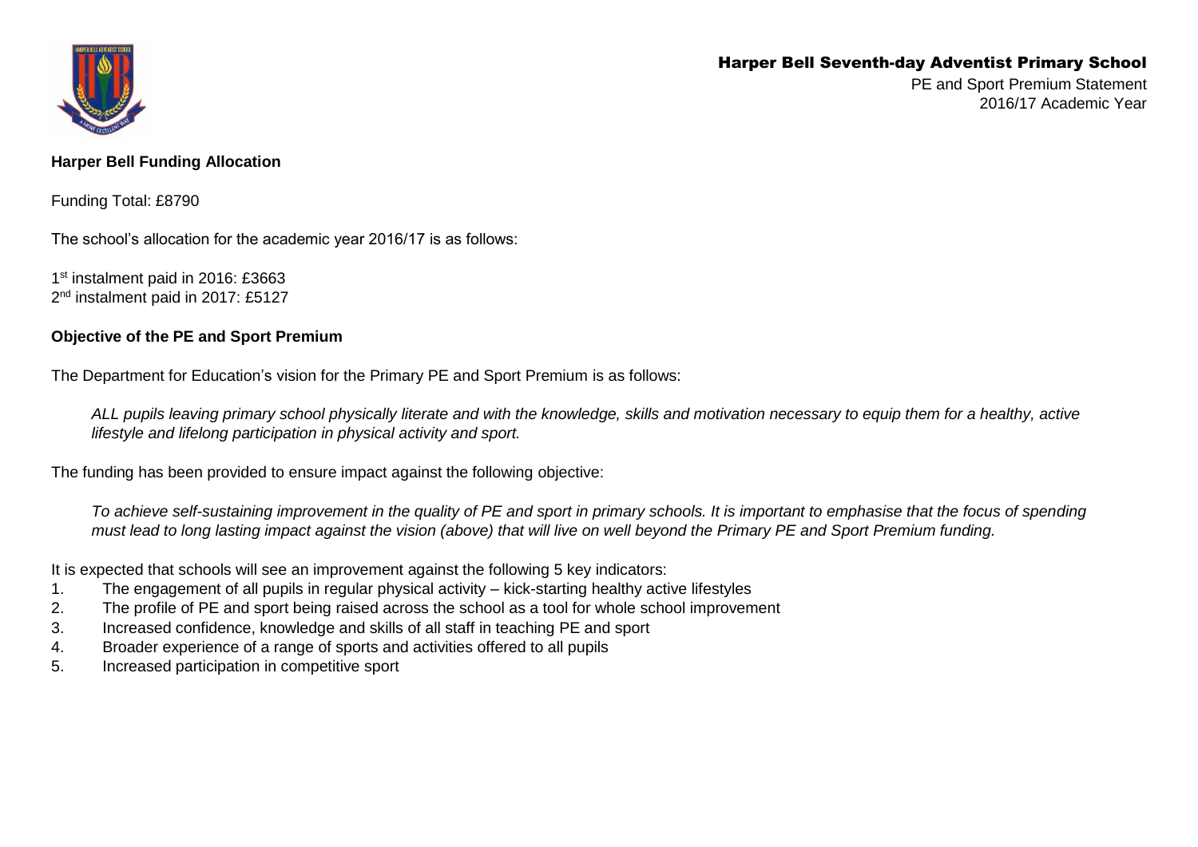# Harper Bell Seventh-day Adventist Primary School

PE and Sport Premium Statement
2016/17 Academic Year

**Harper Bell Funding Allocation**

Funding Total: £8790

The school's allocation for the academic year 2016/17 is as follows:

1st instalment paid in 2016: £3663
2nd instalment paid in 2017: £5127

**Objective of the PE and Sport Premium**

The Department for Education's vision for the Primary PE and Sport Premium is as follows:

> *ALL pupils leaving primary school physically literate and with the knowledge, skills and motivation necessary to equip them for a healthy, active lifestyle and lifelong participation in physical activity and sport.*

The funding has been provided to ensure impact against the following objective:

> *To achieve self-sustaining improvement in the quality of PE and sport in primary schools. It is important to emphasise that the focus of spending must lead to long lasting impact against the vision (above) that will live on well beyond the Primary PE and Sport Premium funding.*

It is expected that schools will see an improvement against the following 5 key indicators:

1. The engagement of all pupils in regular physical activity – kick-starting healthy active lifestyles
2. The profile of PE and sport being raised across the school as a tool for whole school improvement
3. Increased confidence, knowledge and skills of all staff in teaching PE and sport
4. Broader experience of a range of sports and activities offered to all pupils
5. Increased participation in competitive sport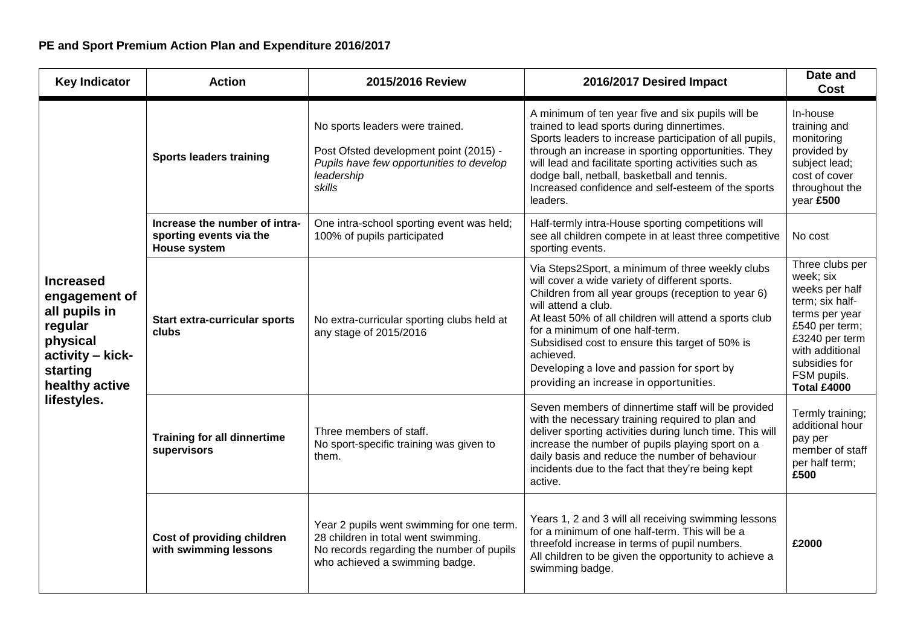## PE and Sport Premium Action Plan and Expenditure 2016/2017

| Key Indicator | Action | 2015/2016 Review | 2016/2017 Desired Impact | Date and Cost |
|---|---|---|---|---|
| **Increased engagement of all pupils in regular physical activity – kick-starting healthy active lifestyles.** | **Sports leaders training** | No sports leaders were trained.<br><br>Post Ofsted development point (2015) - *Pupils have few opportunities to develop leadership skills* | A minimum of ten year five and six pupils will be trained to lead sports during dinnertimes.<br>Sports leaders to increase participation of all pupils, through an increase in sporting opportunities. They will lead and facilitate sporting activities such as dodge ball, netball, basketball and tennis.<br>Increased confidence and self-esteem of the sports leaders. | In-house training and monitoring provided by subject lead; cost of cover throughout the year **£500** |
| | **Increase the number of intra-sporting events via the House system** | One intra-school sporting event was held; 100% of pupils participated | Half-termly intra-House sporting competitions will see all children compete in at least three competitive sporting events. | No cost |
| | **Start extra-curricular sports clubs** | No extra-curricular sporting clubs held at any stage of 2015/2016 | Via Steps2Sport, a minimum of three weekly clubs will cover a wide variety of different sports.<br>Children from all year groups (reception to year 6) will attend a club.<br>At least 50% of all children will attend a sports club for a minimum of one half-term.<br>Subsidised cost to ensure this target of 50% is achieved.<br>Developing a love and passion for sport by providing an increase in opportunities. | Three clubs per week; six weeks per half term; six half-terms per year £540 per term; £3240 per term with additional subsidies for FSM pupils.<br>**Total £4000** |
| | **Training for all dinnertime supervisors** | Three members of staff.<br>No sport-specific training was given to them. | Seven members of dinnertime staff will be provided with the necessary training required to plan and deliver sporting activities during lunch time. This will increase the number of pupils playing sport on a daily basis and reduce the number of behaviour incidents due to the fact that they're being kept active. | Termly training; additional hour pay per member of staff per half term; **£500** |
| | **Cost of providing children with swimming lessons** | Year 2 pupils went swimming for one term.<br>28 children in total went swimming.<br>No records regarding the number of pupils who achieved a swimming badge. | Years 1, 2 and 3 will all receiving swimming lessons for a minimum of one half-term. This will be a threefold increase in terms of pupil numbers.<br>All children to be given the opportunity to achieve a swimming badge. | **£2000** |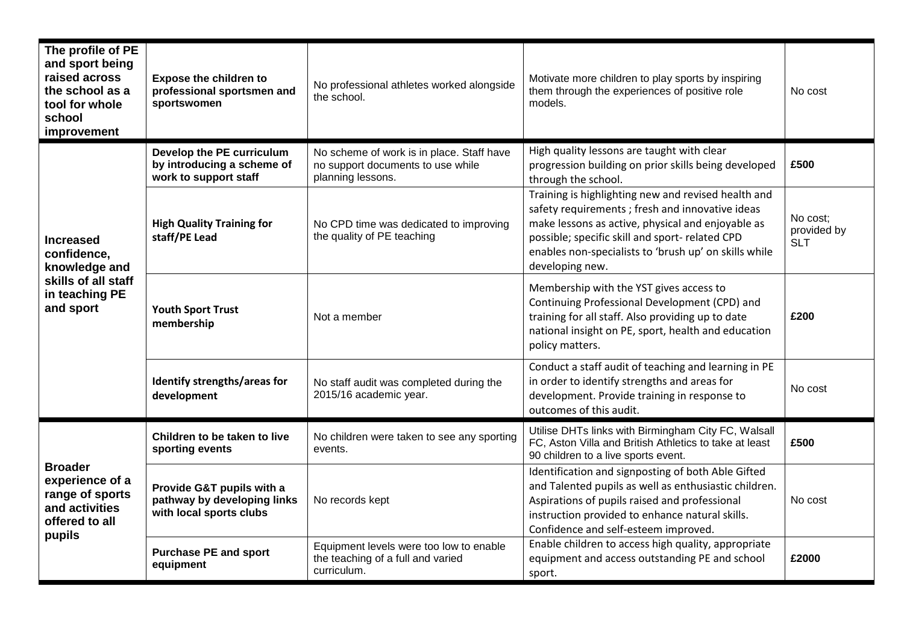| | | | | |
|---|---|---|---|---|
| **The profile of PE and sport being raised across the school as a tool for whole school improvement** | **Expose the children to professional sportsmen and sportswomen** | No professional athletes worked alongside the school. | Motivate more children to play sports by inspiring them through the experiences of positive role models. | No cost |
| **Increased confidence, knowledge and skills of all staff in teaching PE and sport** | **Develop the PE curriculum by introducing a scheme of work to support staff** | No scheme of work is in place. Staff have no support documents to use while planning lessons. | High quality lessons are taught with clear progression building on prior skills being developed through the school. | **£500** |
| | **High Quality Training for staff/PE Lead** | No CPD time was dedicated to improving the quality of PE teaching | Training is highlighting new and revised health and safety requirements ; fresh and innovative ideas make lessons as active, physical and enjoyable as possible; specific skill and sport- related CPD enables non-specialists to 'brush up' on skills while developing new. | No cost; provided by SLT |
| | **Youth Sport Trust membership** | Not a member | Membership with the YST gives access to Continuing Professional Development (CPD) and training for all staff. Also providing up to date national insight on PE, sport, health and education policy matters. | **£200** |
| | **Identify strengths/areas for development** | No staff audit was completed during the 2015/16 academic year. | Conduct a staff audit of teaching and learning in PE in order to identify strengths and areas for development. Provide training in response to outcomes of this audit. | No cost |
| **Broader experience of a range of sports and activities offered to all pupils** | **Children to be taken to live sporting events** | No children were taken to see any sporting events. | Utilise DHTs links with Birmingham City FC, Walsall FC, Aston Villa and British Athletics to take at least 90 children to a live sports event. | **£500** |
| | **Provide G&T pupils with a pathway by developing links with local sports clubs** | No records kept | Identification and signposting of both Able Gifted and Talented pupils as well as enthusiastic children. Aspirations of pupils raised and professional instruction provided to enhance natural skills. Confidence and self-esteem improved. | No cost |
| | **Purchase PE and sport equipment** | Equipment levels were too low to enable the teaching of a full and varied curriculum. | Enable children to access high quality, appropriate equipment and access outstanding PE and school sport. | **£2000** |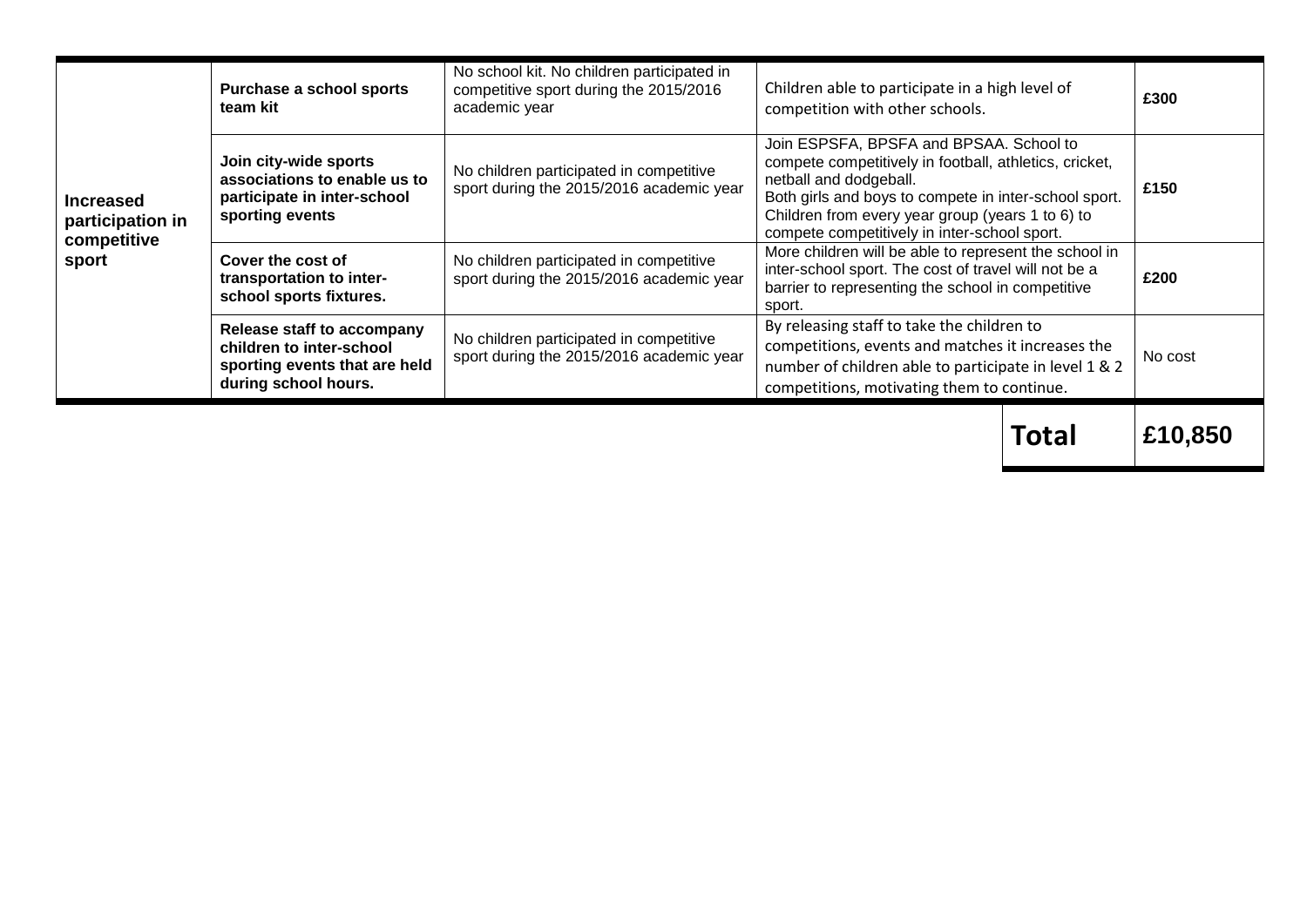| | | | | |
|---|---|---|---|---|
| **Increased participation in competitive sport** | **Purchase a school sports team kit** | No school kit. No children participated in competitive sport during the 2015/2016 academic year | Children able to participate in a high level of competition with other schools. | **£300** |
| | **Join city-wide sports associations to enable us to participate in inter-school sporting events** | No children participated in competitive sport during the 2015/2016 academic year | Join ESPSFA, BPSFA and BPSAA. School to compete competitively in football, athletics, cricket, netball and dodgeball.<br>Both girls and boys to compete in inter-school sport.<br>Children from every year group (years 1 to 6) to compete competitively in inter-school sport. | **£150** |
| | **Cover the cost of transportation to inter-school sports fixtures.** | No children participated in competitive sport during the 2015/2016 academic year | More children will be able to represent the school in inter-school sport. The cost of travel will not be a barrier to representing the school in competitive sport. | **£200** |
| | **Release staff to accompany children to inter-school sporting events that are held during school hours.** | No children participated in competitive sport during the 2015/2016 academic year | By releasing staff to take the children to competitions, events and matches it increases the number of children able to participate in level 1 & 2 competitions, motivating them to continue. | No cost |
| | | | **Total** | **£10,850** |